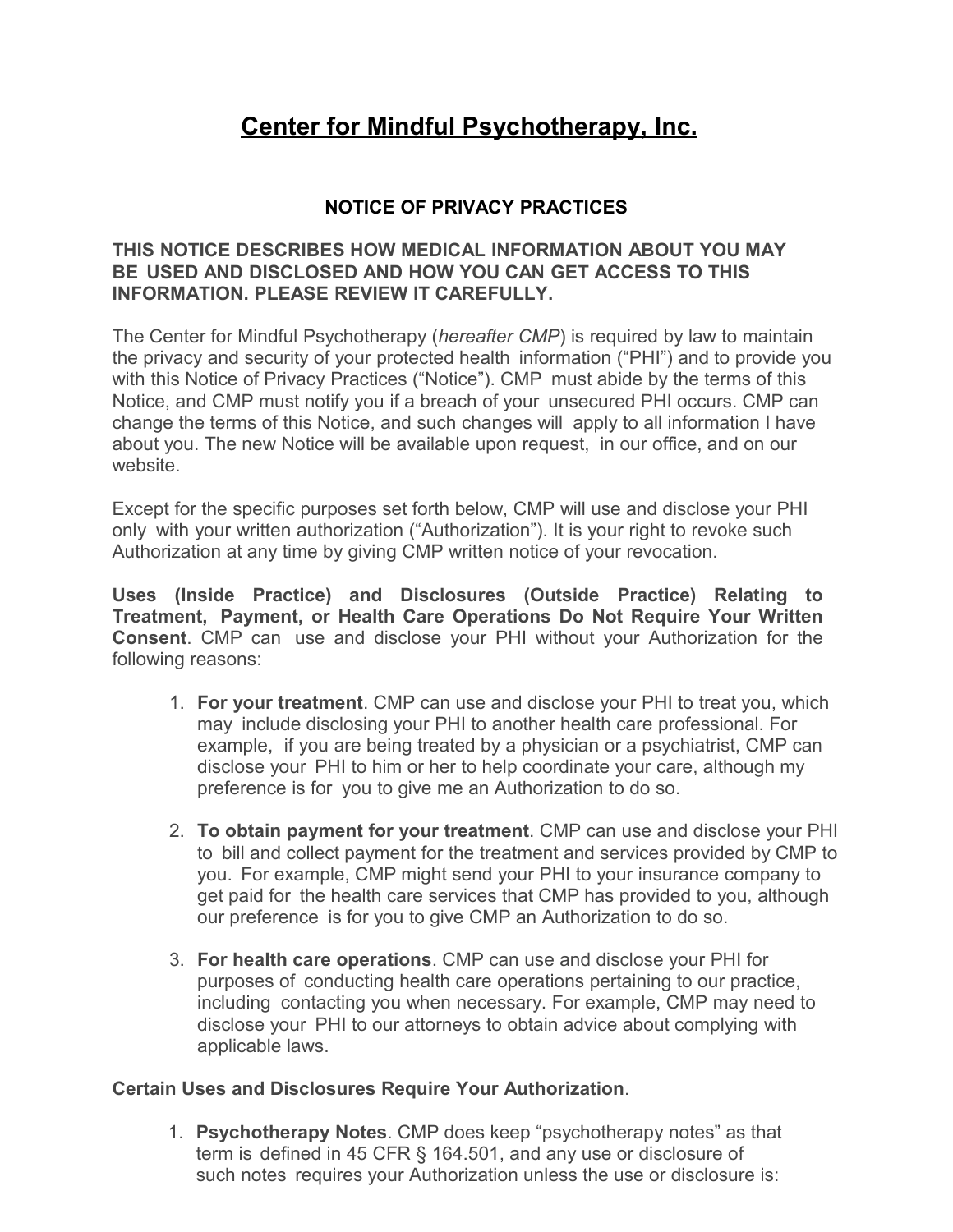# Center for Mindful Psychotherapy, Inc.

## NOTICE OF PRIVACY PRACTICES

**THIS NOTICE DESCRIBES HOW MEDICAL INFORMATION ABOUT YOU MAY BE USED AND DISCLOSED AND HOW YOU CAN GET ACCESS TO THIS INFORMATION. PLEASE REVIEW IT CAREFULLY.**

The Center for Mindful Psychotherapy (*hereafter CMP*) is required by law to maintain the privacy and security of your protected health information ("PHI") and to provide you with this Notice of Privacy Practices ("Notice"). CMP must abide by the terms of this Notice, and CMP must notify you if a breach of your unsecured PHI occurs. CMP can change the terms of this Notice, and such changes will apply to all information I have about you. The new Notice will be available upon request, in our office, and on our website.

Except for the specific purposes set forth below, CMP will use and disclose your PHI only with your written authorization ("Authorization"). It is your right to revoke such Authorization at any time by giving CMP written notice of your revocation.

**Uses (Inside Practice) and Disclosures (Outside Practice) Relating to Treatment, Payment, or Health Care Operations Do Not Require Your Written Consent**. CMP can use and disclose your PHI without your Authorization for the following reasons:

1. **For your treatment**. CMP can use and disclose your PHI to treat you, which may include disclosing your PHI to another health care professional. For example, if you are being treated by a physician or a psychiatrist, CMP can disclose your PHI to him or her to help coordinate your care, although my preference is for you to give me an Authorization to do so.

2. **To obtain payment for your treatment**. CMP can use and disclose your PHI to bill and collect payment for the treatment and services provided by CMP to you. For example, CMP might send your PHI to your insurance company to get paid for the health care services that CMP has provided to you, although our preference is for you to give CMP an Authorization to do so.

3. **For health care operations**. CMP can use and disclose your PHI for purposes of conducting health care operations pertaining to our practice, including contacting you when necessary. For example, CMP may need to disclose your PHI to our attorneys to obtain advice about complying with applicable laws.

**Certain Uses and Disclosures Require Your Authorization**.

1. **Psychotherapy Notes**. CMP does keep "psychotherapy notes" as that term is defined in 45 CFR § 164.501, and any use or disclosure of such notes requires your Authorization unless the use or disclosure is: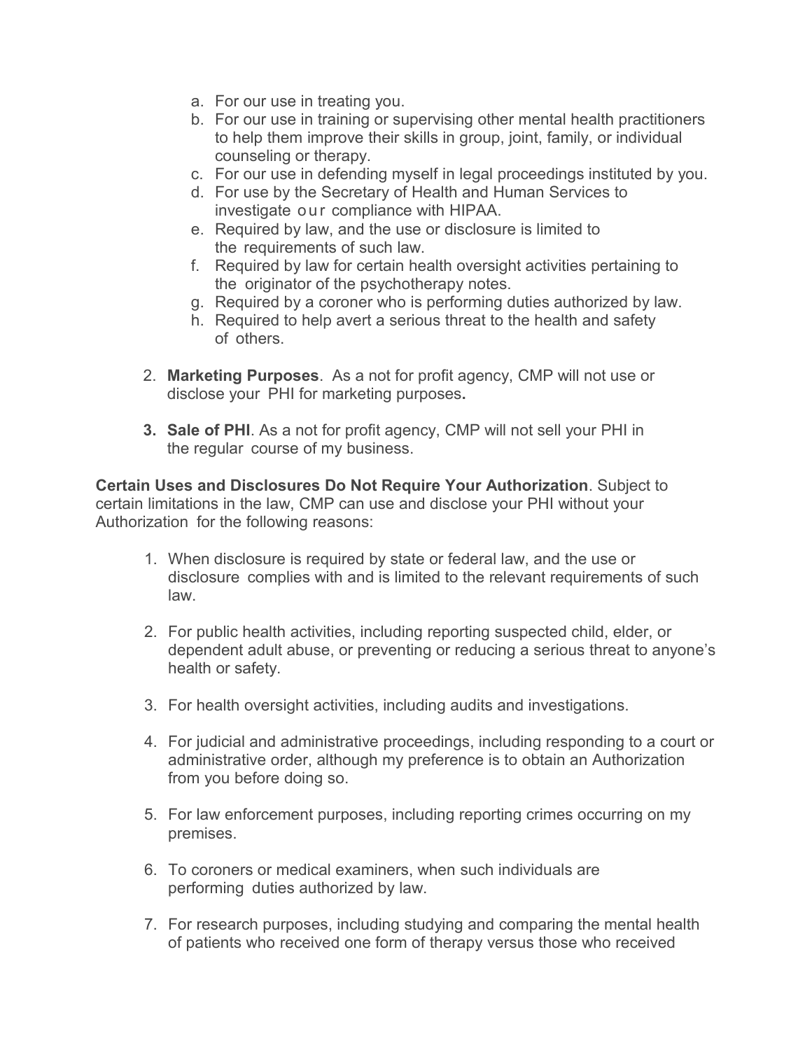a. For our use in treating you.
   b. For our use in training or supervising other mental health practitioners to help them improve their skills in group, joint, family, or individual counseling or therapy.
   c. For our use in defending myself in legal proceedings instituted by you.
   d. For use by the Secretary of Health and Human Services to investigate our compliance with HIPAA.
   e. Required by law, and the use or disclosure is limited to the requirements of such law.
   f. Required by law for certain health oversight activities pertaining to the originator of the psychotherapy notes.
   g. Required by a coroner who is performing duties authorized by law.
   h. Required to help avert a serious threat to the health and safety of others.

2. **Marketing Purposes**. As a not for profit agency, CMP will not use or disclose your PHI for marketing purposes**.**

3. **Sale of PHI**. As a not for profit agency, CMP will not sell your PHI in the regular course of my business.

**Certain Uses and Disclosures Do Not Require Your Authorization**. Subject to certain limitations in the law, CMP can use and disclose your PHI without your Authorization for the following reasons:

1. When disclosure is required by state or federal law, and the use or disclosure complies with and is limited to the relevant requirements of such law.

2. For public health activities, including reporting suspected child, elder, or dependent adult abuse, or preventing or reducing a serious threat to anyone's health or safety.

3. For health oversight activities, including audits and investigations.

4. For judicial and administrative proceedings, including responding to a court or administrative order, although my preference is to obtain an Authorization from you before doing so.

5. For law enforcement purposes, including reporting crimes occurring on my premises.

6. To coroners or medical examiners, when such individuals are performing duties authorized by law.

7. For research purposes, including studying and comparing the mental health of patients who received one form of therapy versus those who received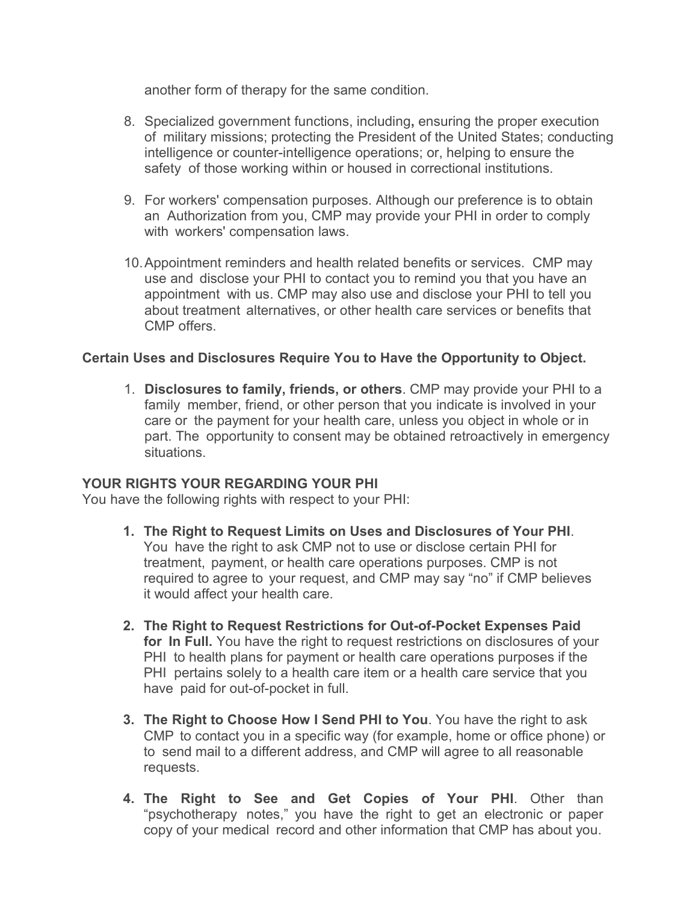another form of therapy for the same condition.

8. Specialized government functions, including**,** ensuring the proper execution of military missions; protecting the President of the United States; conducting intelligence or counter-intelligence operations; or, helping to ensure the safety of those working within or housed in correctional institutions.

9. For workers' compensation purposes. Although our preference is to obtain an Authorization from you, CMP may provide your PHI in order to comply with workers' compensation laws.

10. Appointment reminders and health related benefits or services. CMP may use and disclose your PHI to contact you to remind you that you have an appointment with us. CMP may also use and disclose your PHI to tell you about treatment alternatives, or other health care services or benefits that CMP offers.

**Certain Uses and Disclosures Require You to Have the Opportunity to Object.**

1. **Disclosures to family, friends, or others**. CMP may provide your PHI to a family member, friend, or other person that you indicate is involved in your care or the payment for your health care, unless you object in whole or in part. The opportunity to consent may be obtained retroactively in emergency situations.

**YOUR RIGHTS YOUR REGARDING YOUR PHI**

You have the following rights with respect to your PHI:

1. **The Right to Request Limits on Uses and Disclosures of Your PHI**. You have the right to ask CMP not to use or disclose certain PHI for treatment, payment, or health care operations purposes. CMP is not required to agree to your request, and CMP may say "no" if CMP believes it would affect your health care.

2. **The Right to Request Restrictions for Out-of-Pocket Expenses Paid for In Full.** You have the right to request restrictions on disclosures of your PHI to health plans for payment or health care operations purposes if the PHI pertains solely to a health care item or a health care service that you have paid for out-of-pocket in full.

3. **The Right to Choose How I Send PHI to You**. You have the right to ask CMP to contact you in a specific way (for example, home or office phone) or to send mail to a different address, and CMP will agree to all reasonable requests.

4. **The Right to See and Get Copies of Your PHI**. Other than "psychotherapy notes," you have the right to get an electronic or paper copy of your medical record and other information that CMP has about you.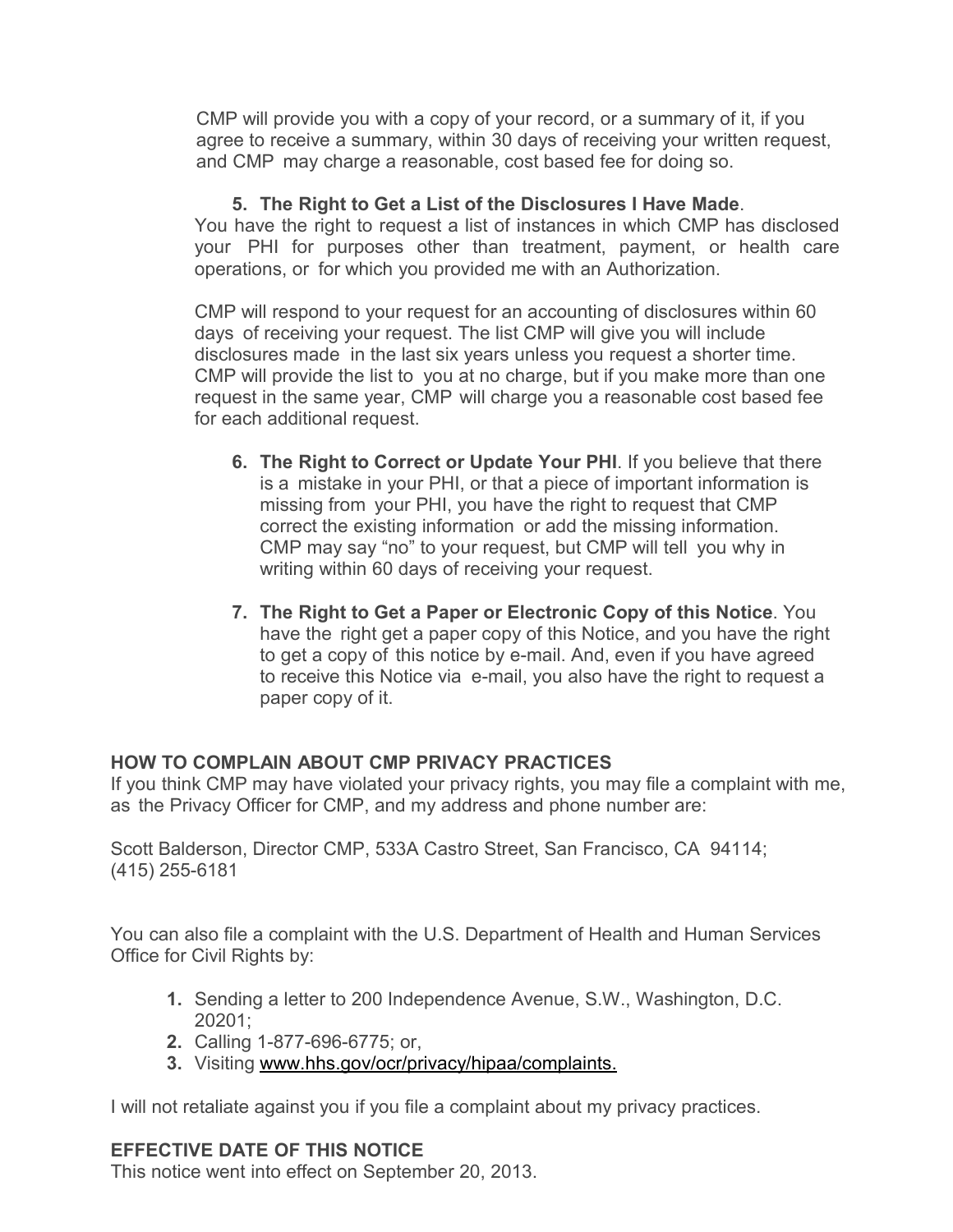CMP will provide you with a copy of your record, or a summary of it, if you agree to receive a summary, within 30 days of receiving your written request, and CMP may charge a reasonable, cost based fee for doing so.

5. **The Right to Get a List of the Disclosures I Have Made**.

You have the right to request a list of instances in which CMP has disclosed your PHI for purposes other than treatment, payment, or health care operations, or for which you provided me with an Authorization.

CMP will respond to your request for an accounting of disclosures within 60 days of receiving your request. The list CMP will give you will include disclosures made in the last six years unless you request a shorter time. CMP will provide the list to you at no charge, but if you make more than one request in the same year, CMP will charge you a reasonable cost based fee for each additional request.

6. **The Right to Correct or Update Your PHI**. If you believe that there is a mistake in your PHI, or that a piece of important information is missing from your PHI, you have the right to request that CMP correct the existing information or add the missing information. CMP may say "no" to your request, but CMP will tell you why in writing within 60 days of receiving your request.

7. **The Right to Get a Paper or Electronic Copy of this Notice**. You have the right get a paper copy of this Notice, and you have the right to get a copy of this notice by e-mail. And, even if you have agreed to receive this Notice via e-mail, you also have the right to request a paper copy of it.

**HOW TO COMPLAIN ABOUT CMP PRIVACY PRACTICES**

If you think CMP may have violated your privacy rights, you may file a complaint with me, as the Privacy Officer for CMP, and my address and phone number are:

Scott Balderson, Director CMP, 533A Castro Street, San Francisco, CA 94114; (415) 255-6181

You can also file a complaint with the U.S. Department of Health and Human Services Office for Civil Rights by:

1. Sending a letter to 200 Independence Avenue, S.W., Washington, D.C. 20201;
2. Calling 1-877-696-6775; or,
3. Visiting www.hhs.gov/ocr/privacy/hipaa/complaints.

I will not retaliate against you if you file a complaint about my privacy practices.

**EFFECTIVE DATE OF THIS NOTICE**

This notice went into effect on September 20, 2013.